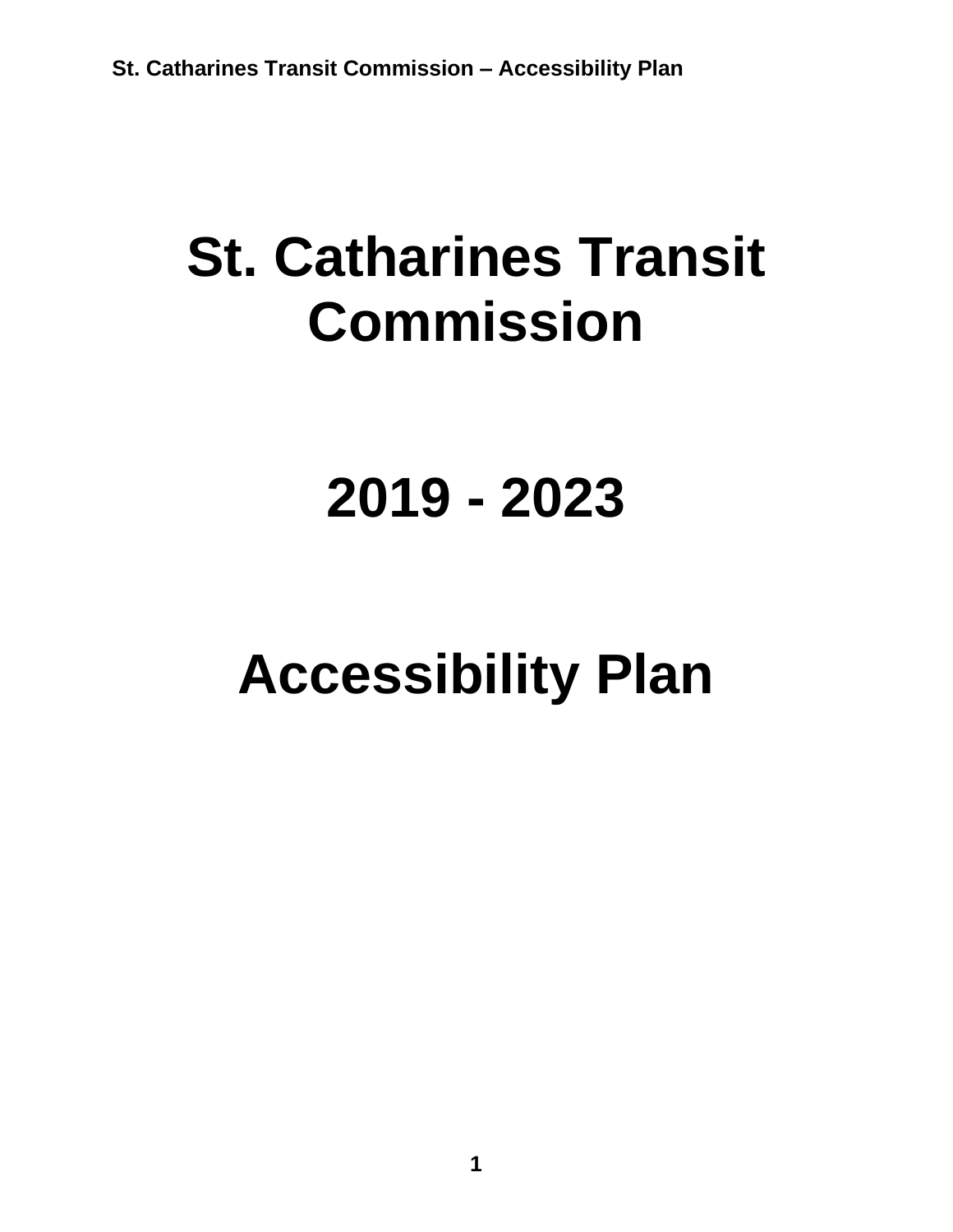# St. Catharines Transit Commission

# 2019 - 2023

# Accessibility Plan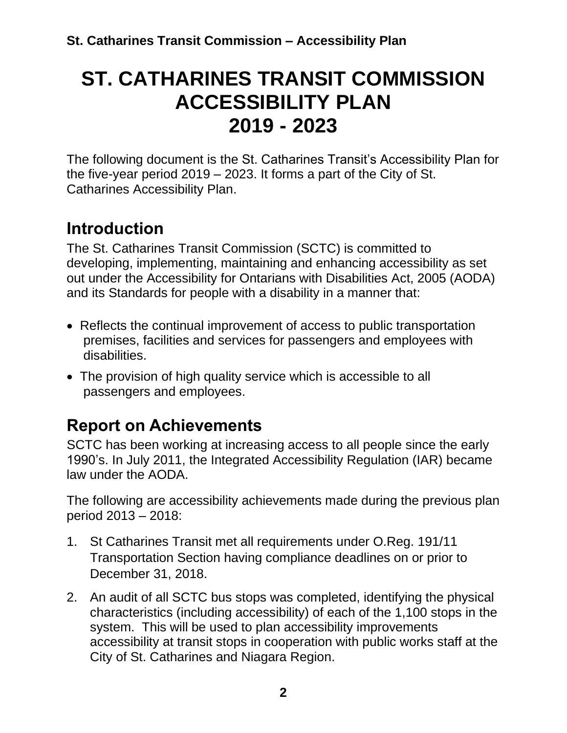# ST. CATHARINES TRANSIT COMMISSION ACCESSIBILITY PLAN 2019 - 2023

The following document is the St. Catharines Transit's Accessibility Plan for the five-year period 2019 – 2023. It forms a part of the City of St. Catharines Accessibility Plan.

## Introduction

The St. Catharines Transit Commission (SCTC) is committed to developing, implementing, maintaining and enhancing accessibility as set out under the Accessibility for Ontarians with Disabilities Act, 2005 (AODA) and its Standards for people with a disability in a manner that:

- Reflects the continual improvement of access to public transportation premises, facilities and services for passengers and employees with disabilities.
- The provision of high quality service which is accessible to all passengers and employees.

## Report on Achievements

SCTC has been working at increasing access to all people since the early 1990's. In July 2011, the Integrated Accessibility Regulation (IAR) became law under the AODA.

The following are accessibility achievements made during the previous plan period 2013 – 2018:

1. St Catharines Transit met all requirements under O.Reg. 191/11 Transportation Section having compliance deadlines on or prior to December 31, 2018.
2. An audit of all SCTC bus stops was completed, identifying the physical characteristics (including accessibility) of each of the 1,100 stops in the system. This will be used to plan accessibility improvements accessibility at transit stops in cooperation with public works staff at the City of St. Catharines and Niagara Region.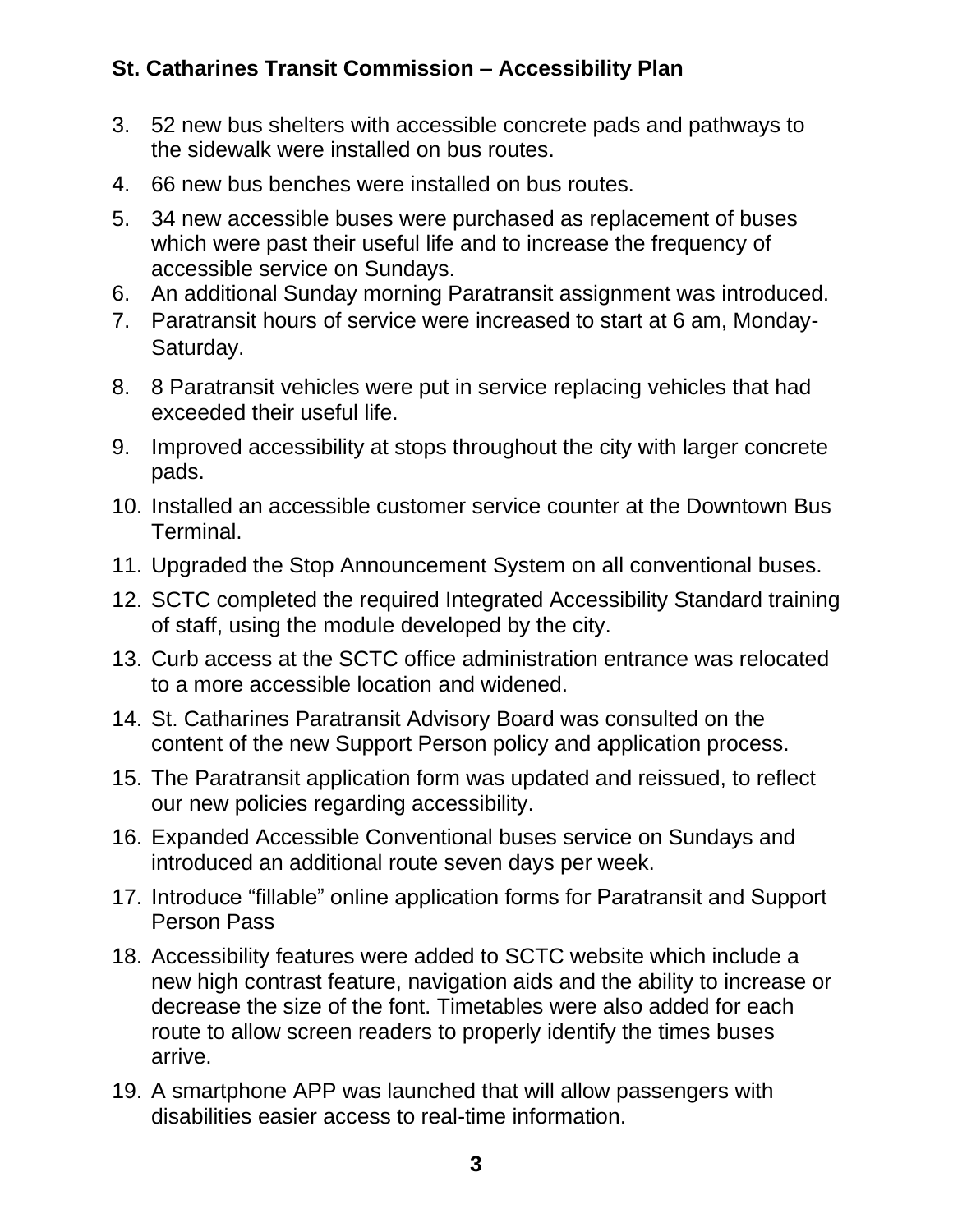3. 52 new bus shelters with accessible concrete pads and pathways to the sidewalk were installed on bus routes.
4. 66 new bus benches were installed on bus routes.
5. 34 new accessible buses were purchased as replacement of buses which were past their useful life and to increase the frequency of accessible service on Sundays.
6. An additional Sunday morning Paratransit assignment was introduced.
7. Paratransit hours of service were increased to start at 6 am, Monday-Saturday.
8. 8 Paratransit vehicles were put in service replacing vehicles that had exceeded their useful life.
9. Improved accessibility at stops throughout the city with larger concrete pads.
10. Installed an accessible customer service counter at the Downtown Bus Terminal.
11. Upgraded the Stop Announcement System on all conventional buses.
12. SCTC completed the required Integrated Accessibility Standard training of staff, using the module developed by the city.
13. Curb access at the SCTC office administration entrance was relocated to a more accessible location and widened.
14. St. Catharines Paratransit Advisory Board was consulted on the content of the new Support Person policy and application process.
15. The Paratransit application form was updated and reissued, to reflect our new policies regarding accessibility.
16. Expanded Accessible Conventional buses service on Sundays and introduced an additional route seven days per week.
17. Introduce “fillable” online application forms for Paratransit and Support Person Pass
18. Accessibility features were added to SCTC website which include a new high contrast feature, navigation aids and the ability to increase or decrease the size of the font. Timetables were also added for each route to allow screen readers to properly identify the times buses arrive.
19. A smartphone APP was launched that will allow passengers with disabilities easier access to real-time information.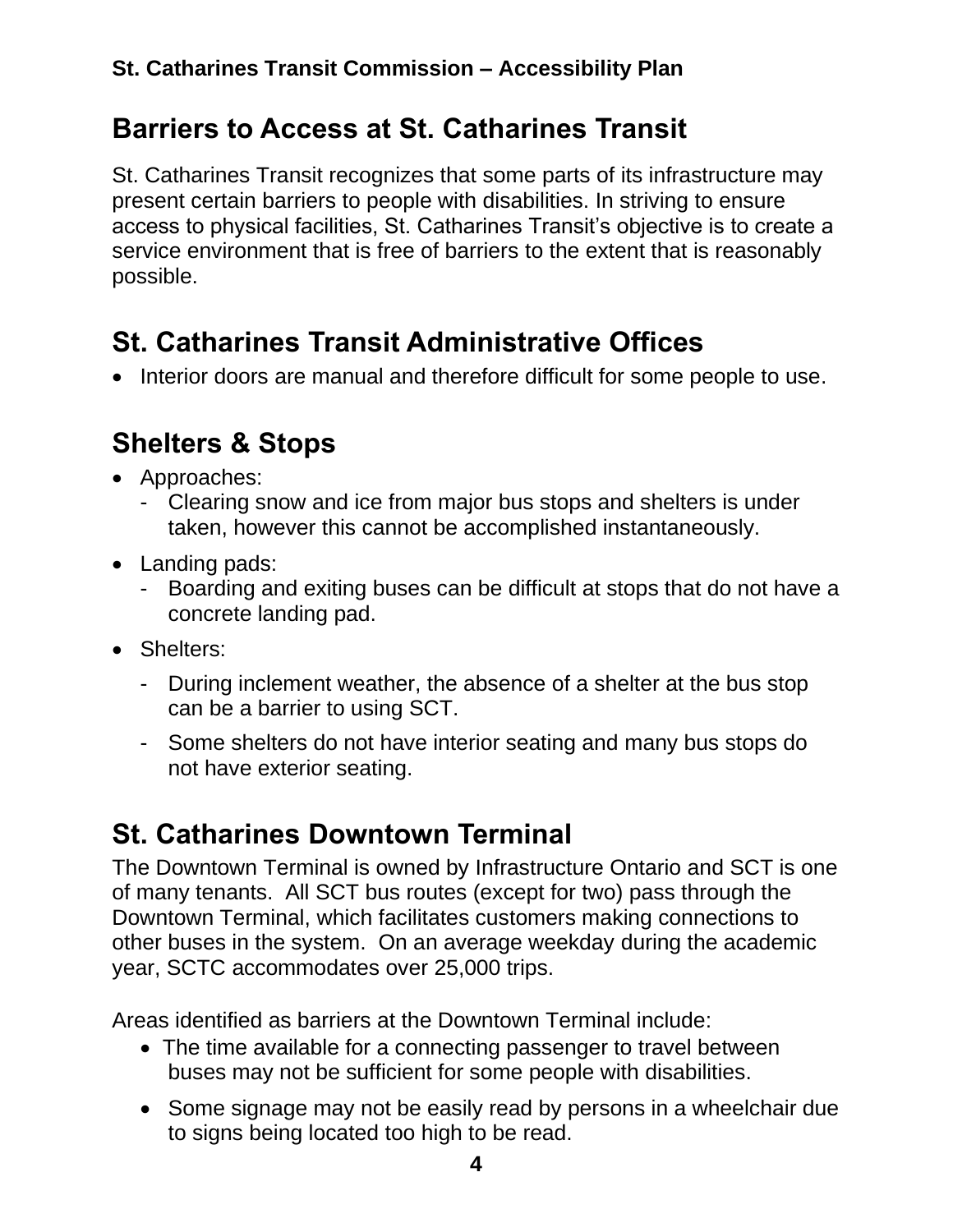# Barriers to Access at St. Catharines Transit

St. Catharines Transit recognizes that some parts of its infrastructure may present certain barriers to people with disabilities. In striving to ensure access to physical facilities, St. Catharines Transit's objective is to create a service environment that is free of barriers to the extent that is reasonably possible.

## St. Catharines Transit Administrative Offices

- Interior doors are manual and therefore difficult for some people to use.

## Shelters & Stops

- Approaches:
  - Clearing snow and ice from major bus stops and shelters is under taken, however this cannot be accomplished instantaneously.
- Landing pads:
  - Boarding and exiting buses can be difficult at stops that do not have a concrete landing pad.
- Shelters:
  - During inclement weather, the absence of a shelter at the bus stop can be a barrier to using SCT.
  - Some shelters do not have interior seating and many bus stops do not have exterior seating.

## St. Catharines Downtown Terminal

The Downtown Terminal is owned by Infrastructure Ontario and SCT is one of many tenants. All SCT bus routes (except for two) pass through the Downtown Terminal, which facilitates customers making connections to other buses in the system. On an average weekday during the academic year, SCTC accommodates over 25,000 trips.

Areas identified as barriers at the Downtown Terminal include:

- The time available for a connecting passenger to travel between buses may not be sufficient for some people with disabilities.
- Some signage may not be easily read by persons in a wheelchair due to signs being located too high to be read.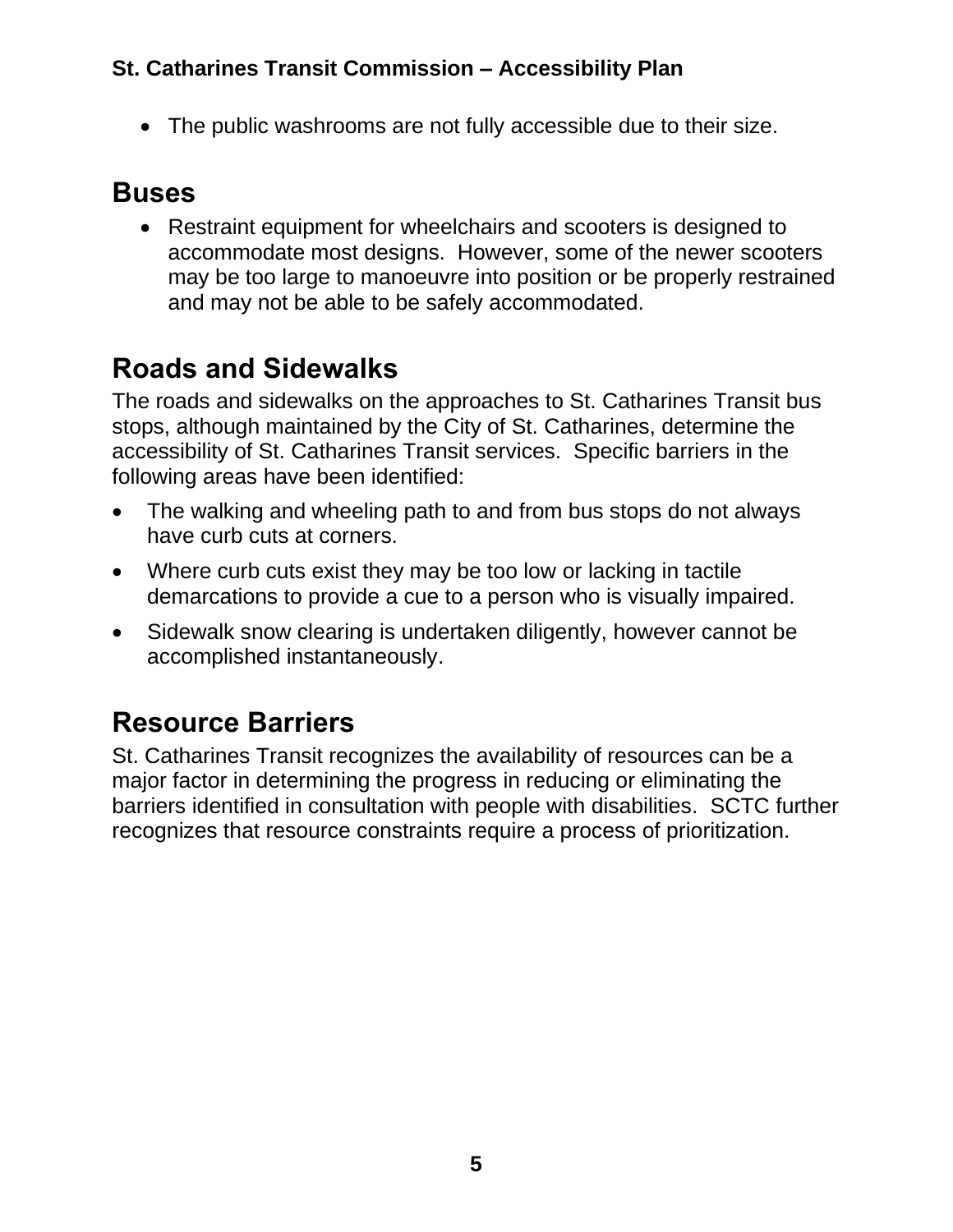- The public washrooms are not fully accessible due to their size.

## Buses

- Restraint equipment for wheelchairs and scooters is designed to accommodate most designs. However, some of the newer scooters may be too large to manoeuvre into position or be properly restrained and may not be able to be safely accommodated.

## Roads and Sidewalks

The roads and sidewalks on the approaches to St. Catharines Transit bus stops, although maintained by the City of St. Catharines, determine the accessibility of St. Catharines Transit services. Specific barriers in the following areas have been identified:

- The walking and wheeling path to and from bus stops do not always have curb cuts at corners.
- Where curb cuts exist they may be too low or lacking in tactile demarcations to provide a cue to a person who is visually impaired.
- Sidewalk snow clearing is undertaken diligently, however cannot be accomplished instantaneously.

## Resource Barriers

St. Catharines Transit recognizes the availability of resources can be a major factor in determining the progress in reducing or eliminating the barriers identified in consultation with people with disabilities. SCTC further recognizes that resource constraints require a process of prioritization.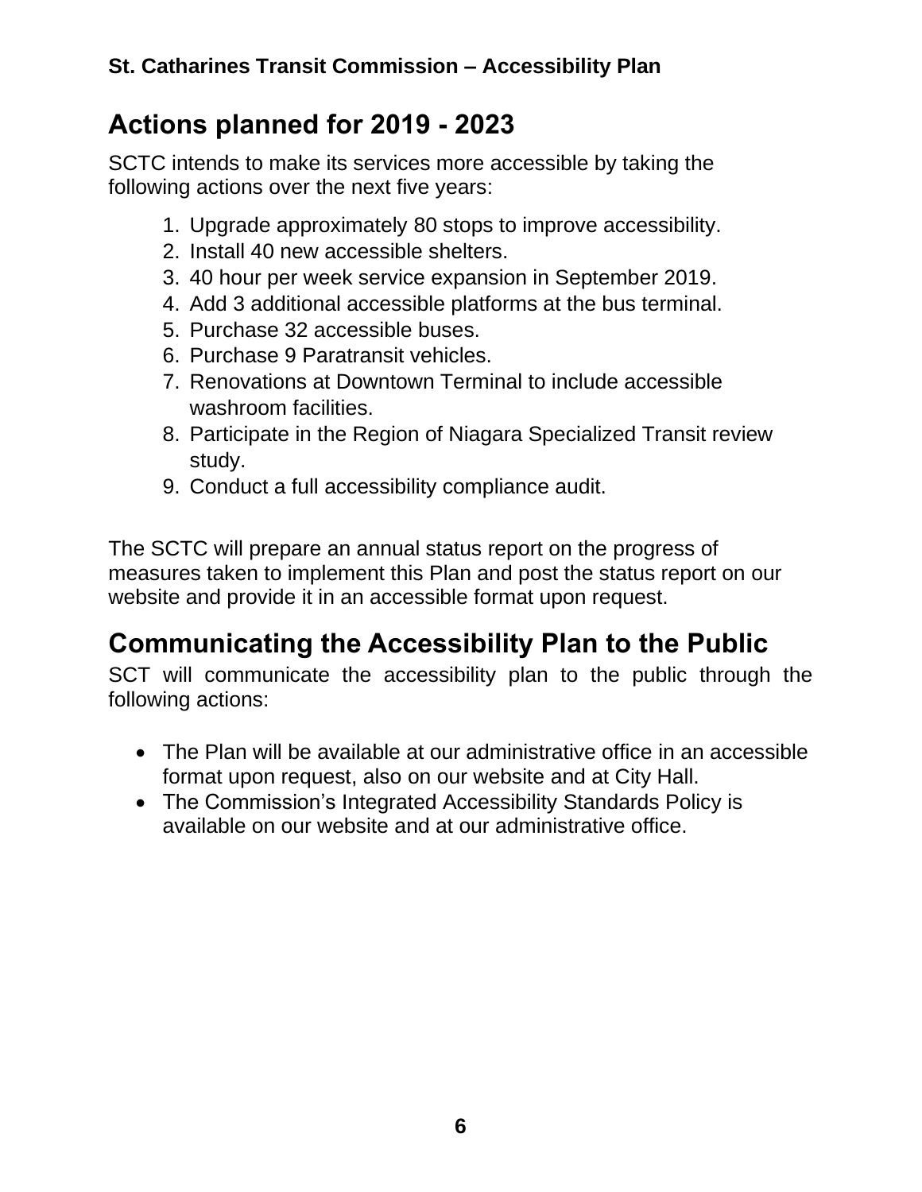## Actions planned for 2019 - 2023

SCTC intends to make its services more accessible by taking the following actions over the next five years:

1. Upgrade approximately 80 stops to improve accessibility.
2. Install 40 new accessible shelters.
3. 40 hour per week service expansion in September 2019.
4. Add 3 additional accessible platforms at the bus terminal.
5. Purchase 32 accessible buses.
6. Purchase 9 Paratransit vehicles.
7. Renovations at Downtown Terminal to include accessible washroom facilities.
8. Participate in the Region of Niagara Specialized Transit review study.
9. Conduct a full accessibility compliance audit.

The SCTC will prepare an annual status report on the progress of measures taken to implement this Plan and post the status report on our website and provide it in an accessible format upon request.

## Communicating the Accessibility Plan to the Public

SCT will communicate the accessibility plan to the public through the following actions:

- The Plan will be available at our administrative office in an accessible format upon request, also on our website and at City Hall.
- The Commission's Integrated Accessibility Standards Policy is available on our website and at our administrative office.